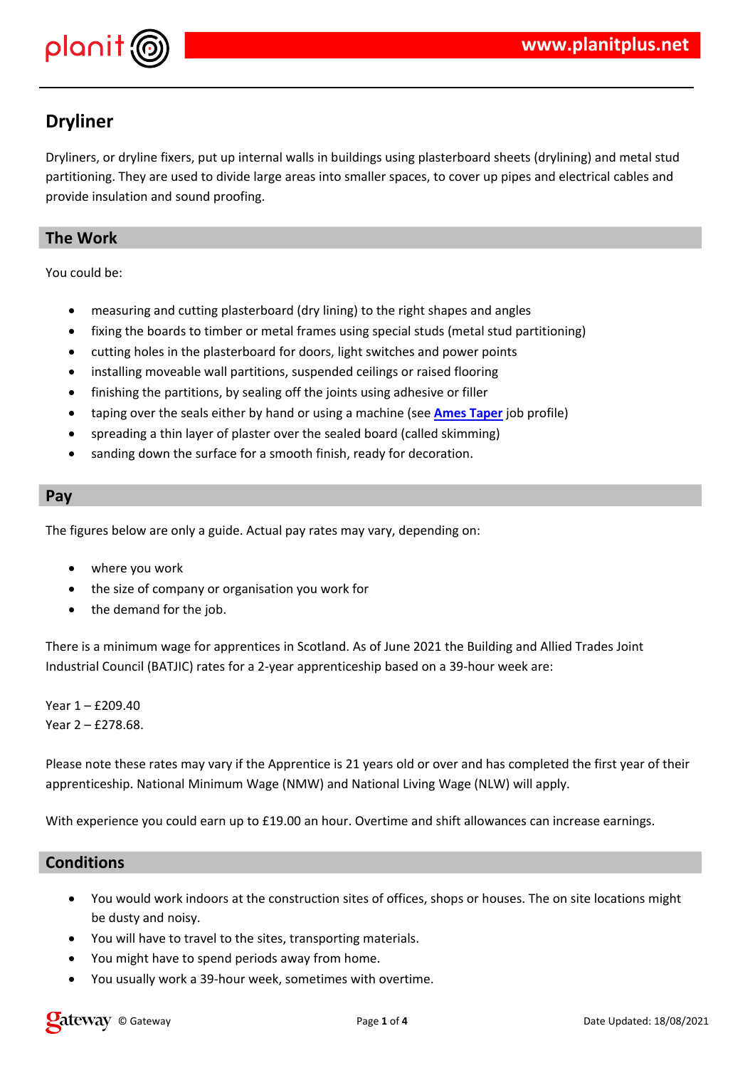# Dryliner

Dryliners, or dryline fixers, put up internal walls in buildings using plasterboard sheets (drylining) and metal stud partitioning. They are used to divide large areas into smaller spaces, to cover up pipes and electrical cables and provide insulation and sound proofing.

## The Work

You could be:

- measuring and cutting plasterboard (dry lining) to the right shapes and angles
- fixing the boards to timber or metal frames using special studs (metal stud partitioning)
- cutting holes in the plasterboard for doors, light switches and power points
- installing moveable wall partitions, suspended ceilings or raised flooring
- finishing the partitions, by sealing off the joints using adhesive or filler
- taping over the seals either by hand or using a machine (see **Ames Taper** job profile)
- spreading a thin layer of plaster over the sealed board (called skimming)
- sanding down the surface for a smooth finish, ready for decoration.

## Pay

The figures below are only a guide. Actual pay rates may vary, depending on:

- where you work
- the size of company or organisation you work for
- the demand for the job.

There is a minimum wage for apprentices in Scotland. As of June 2021 the Building and Allied Trades Joint Industrial Council (BATJIC) rates for a 2-year apprenticeship based on a 39-hour week are:

Year 1 – £209.40
Year 2 – £278.68.

Please note these rates may vary if the Apprentice is 21 years old or over and has completed the first year of their apprenticeship. National Minimum Wage (NMW) and National Living Wage (NLW) will apply.

With experience you could earn up to £19.00 an hour. Overtime and shift allowances can increase earnings.

## Conditions

- You would work indoors at the construction sites of offices, shops or houses. The on site locations might be dusty and noisy.
- You will have to travel to the sites, transporting materials.
- You might have to spend periods away from home.
- You usually work a 39-hour week, sometimes with overtime.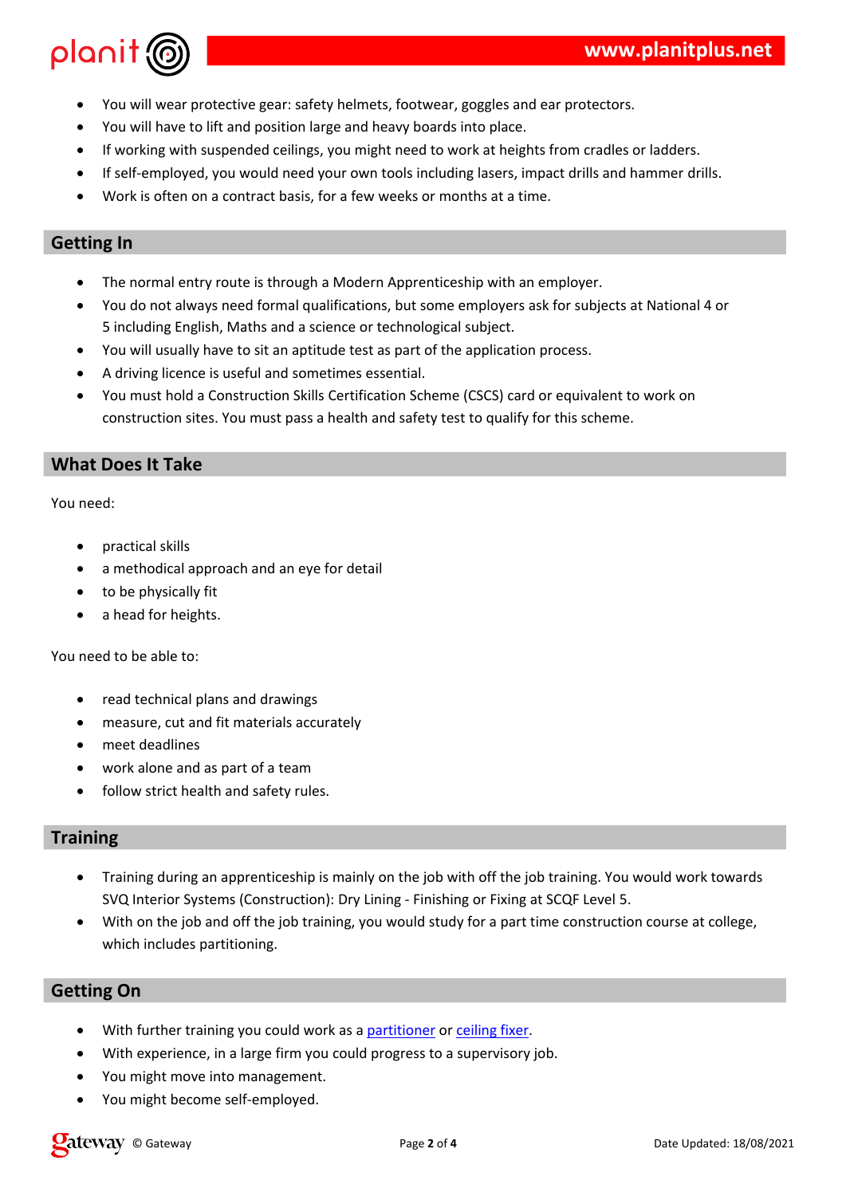- You will wear protective gear: safety helmets, footwear, goggles and ear protectors.
- You will have to lift and position large and heavy boards into place.
- If working with suspended ceilings, you might need to work at heights from cradles or ladders.
- If self-employed, you would need your own tools including lasers, impact drills and hammer drills.
- Work is often on a contract basis, for a few weeks or months at a time.

## Getting In

- The normal entry route is through a Modern Apprenticeship with an employer.
- You do not always need formal qualifications, but some employers ask for subjects at National 4 or 5 including English, Maths and a science or technological subject.
- You will usually have to sit an aptitude test as part of the application process.
- A driving licence is useful and sometimes essential.
- You must hold a Construction Skills Certification Scheme (CSCS) card or equivalent to work on construction sites. You must pass a health and safety test to qualify for this scheme.

## What Does It Take

You need:

- practical skills
- a methodical approach and an eye for detail
- to be physically fit
- a head for heights.

You need to be able to:

- read technical plans and drawings
- measure, cut and fit materials accurately
- meet deadlines
- work alone and as part of a team
- follow strict health and safety rules.

## Training

- Training during an apprenticeship is mainly on the job with off the job training. You would work towards SVQ Interior Systems (Construction): Dry Lining - Finishing or Fixing at SCQF Level 5.
- With on the job and off the job training, you would study for a part time construction course at college, which includes partitioning.

## Getting On

- With further training you could work as a partitioner or ceiling fixer.
- With experience, in a large firm you could progress to a supervisory job.
- You might move into management.
- You might become self-employed.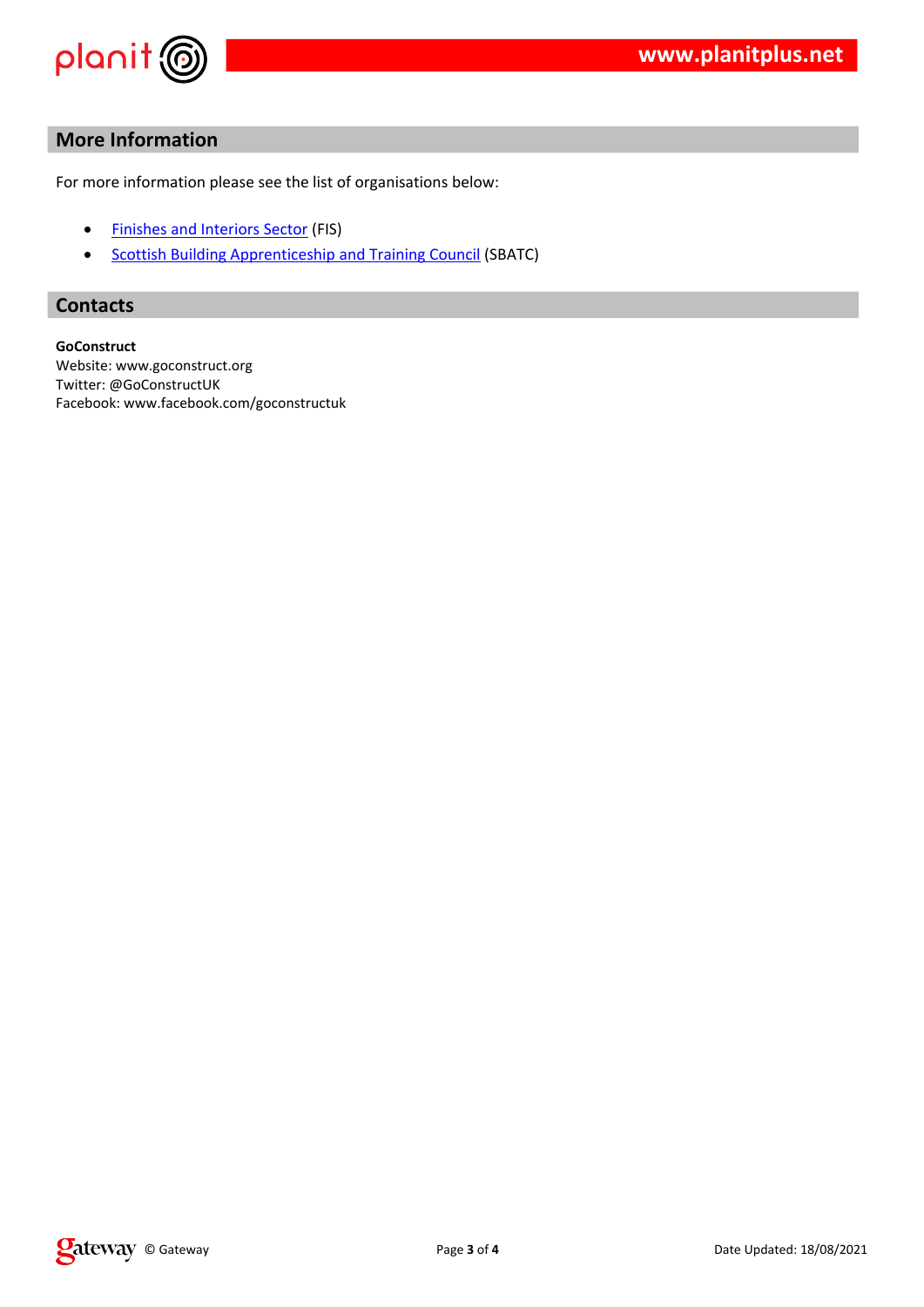## More Information

For more information please see the list of organisations below:

- Finishes and Interiors Sector (FIS)
- Scottish Building Apprenticeship and Training Council (SBATC)

## Contacts

**GoConstruct**
Website: www.goconstruct.org
Twitter: @GoConstructUK
Facebook: www.facebook.com/goconstructuk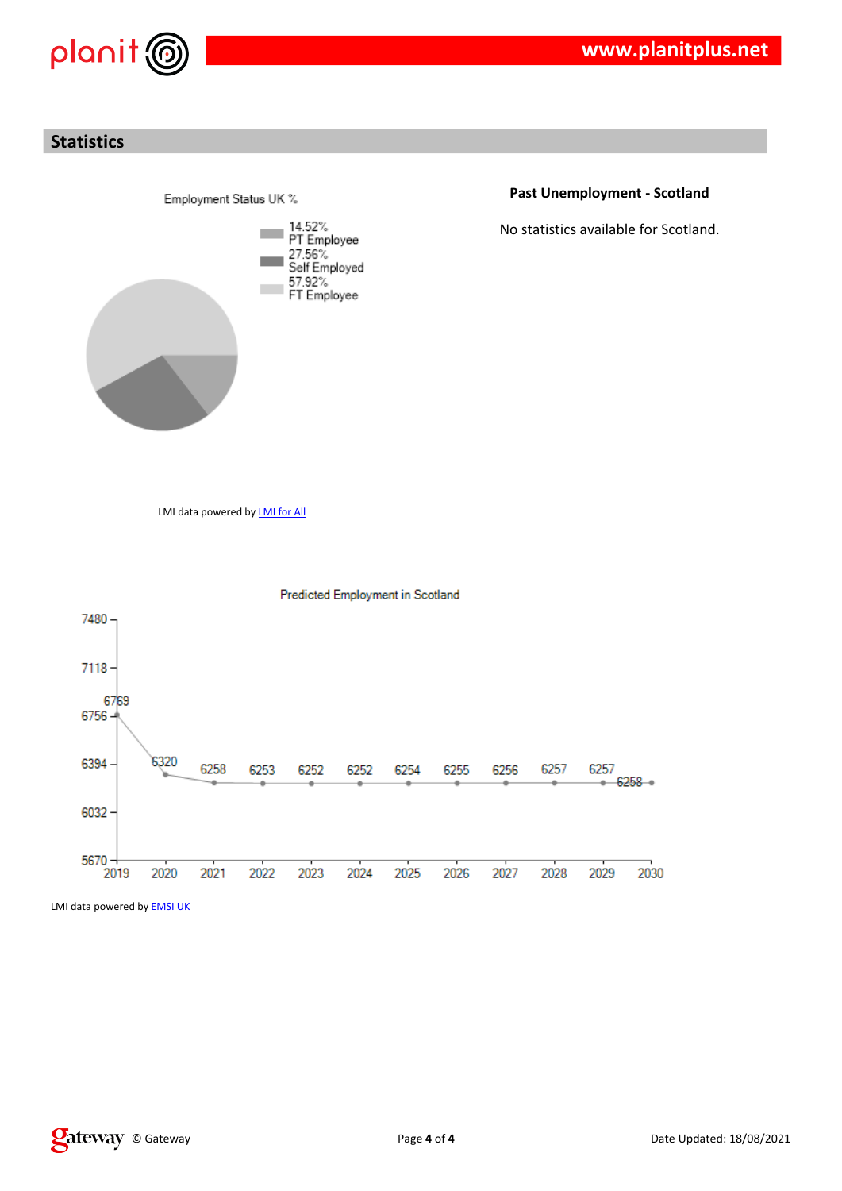## Statistics

Employment Status UK %

14.52%
PT Employee
27.56%
Self Employed
57.92%
FT Employee

LMI data powered by [LMI for All](LMI for All)

### Past Unemployment - Scotland

No statistics available for Scotland.

Predicted Employment in Scotland

7480
7118
6756
6394
6032
5670

2019 2020 2021 2022 2023 2024 2025 2026 2027 2028 2029 2030

6769
6320
6258
6253
6252
6252
6254
6255
6256
6257
6257
6258

LMI data powered by EMSI UK